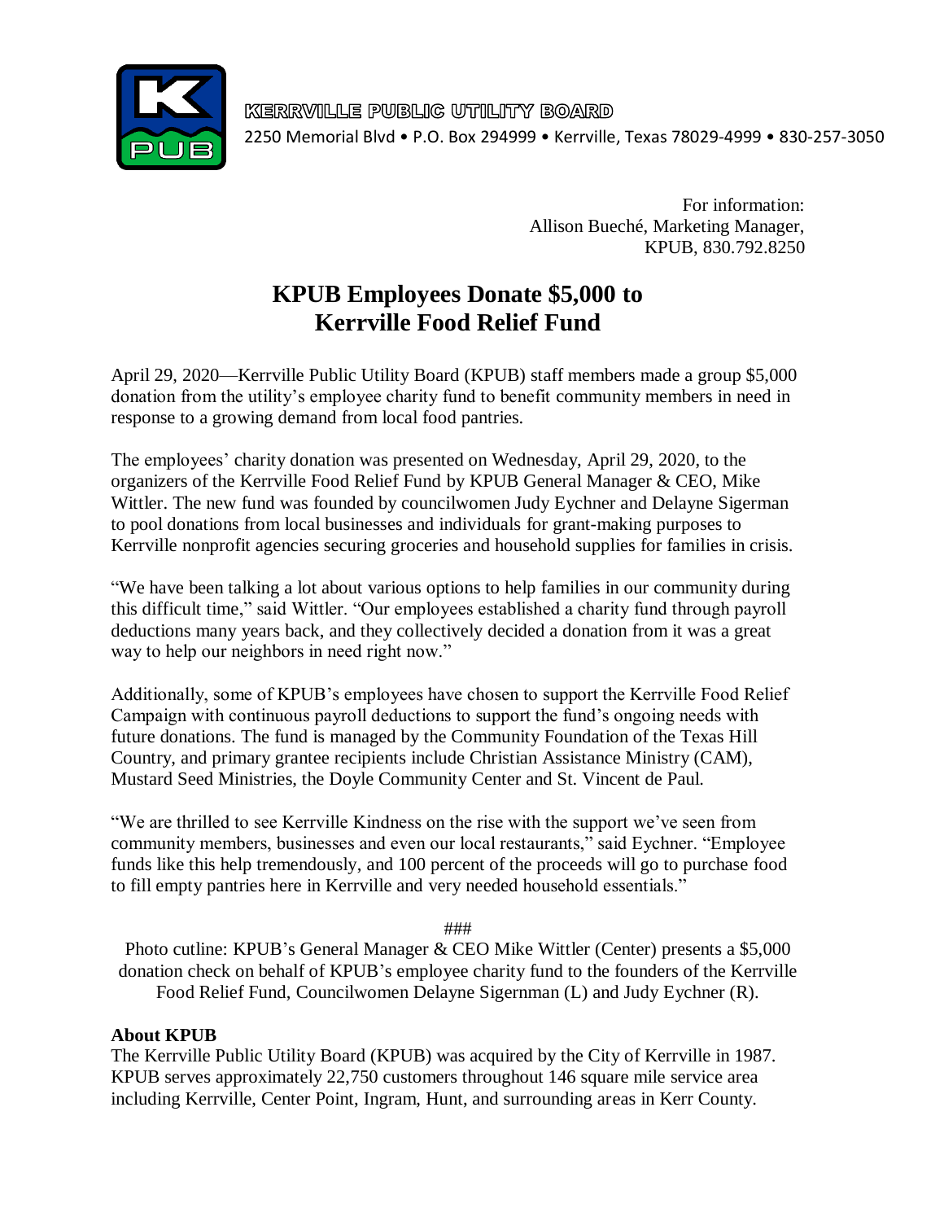KERRVILLE PUBLIC UTILITY BOARD
2250 Memorial Blvd • P.O. Box 294999 • Kerrville, Texas 78029-4999 • 830-257-3050

For information:
Allison Bueché, Marketing Manager,
KPUB, 830.792.8250

# KPUB Employees Donate $5,000 to Kerrville Food Relief Fund

April 29, 2020—Kerrville Public Utility Board (KPUB) staff members made a group $5,000 donation from the utility's employee charity fund to benefit community members in need in response to a growing demand from local food pantries.

The employees' charity donation was presented on Wednesday, April 29, 2020, to the organizers of the Kerrville Food Relief Fund by KPUB General Manager & CEO, Mike Wittler. The new fund was founded by councilwomen Judy Eychner and Delayne Sigerman to pool donations from local businesses and individuals for grant-making purposes to Kerrville nonprofit agencies securing groceries and household supplies for families in crisis.

"We have been talking a lot about various options to help families in our community during this difficult time," said Wittler. "Our employees established a charity fund through payroll deductions many years back, and they collectively decided a donation from it was a great way to help our neighbors in need right now."

Additionally, some of KPUB's employees have chosen to support the Kerrville Food Relief Campaign with continuous payroll deductions to support the fund's ongoing needs with future donations. The fund is managed by the Community Foundation of the Texas Hill Country, and primary grantee recipients include Christian Assistance Ministry (CAM), Mustard Seed Ministries, the Doyle Community Center and St. Vincent de Paul.

"We are thrilled to see Kerrville Kindness on the rise with the support we've seen from community members, businesses and even our local restaurants," said Eychner. "Employee funds like this help tremendously, and 100 percent of the proceeds will go to purchase food to fill empty pantries here in Kerrville and very needed household essentials."

###

Photo cutline: KPUB's General Manager & CEO Mike Wittler (Center) presents a $5,000 donation check on behalf of KPUB's employee charity fund to the founders of the Kerrville Food Relief Fund, Councilwomen Delayne Sigernman (L) and Judy Eychner (R).

**About KPUB**

The Kerrville Public Utility Board (KPUB) was acquired by the City of Kerrville in 1987. KPUB serves approximately 22,750 customers throughout 146 square mile service area including Kerrville, Center Point, Ingram, Hunt, and surrounding areas in Kerr County.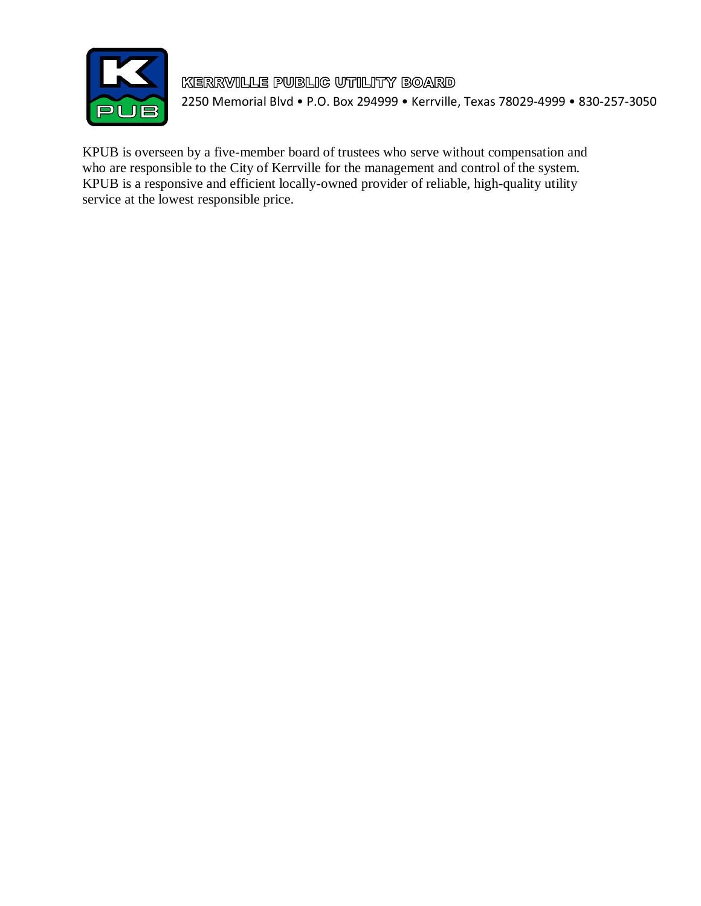**KERRVILLE PUBLIC UTILITY BOARD**

2250 Memorial Blvd • P.O. Box 294999 • Kerrville, Texas 78029-4999 • 830-257-3050

KPUB is overseen by a five-member board of trustees who serve without compensation and who are responsible to the City of Kerrville for the management and control of the system. KPUB is a responsive and efficient locally-owned provider of reliable, high-quality utility service at the lowest responsible price.